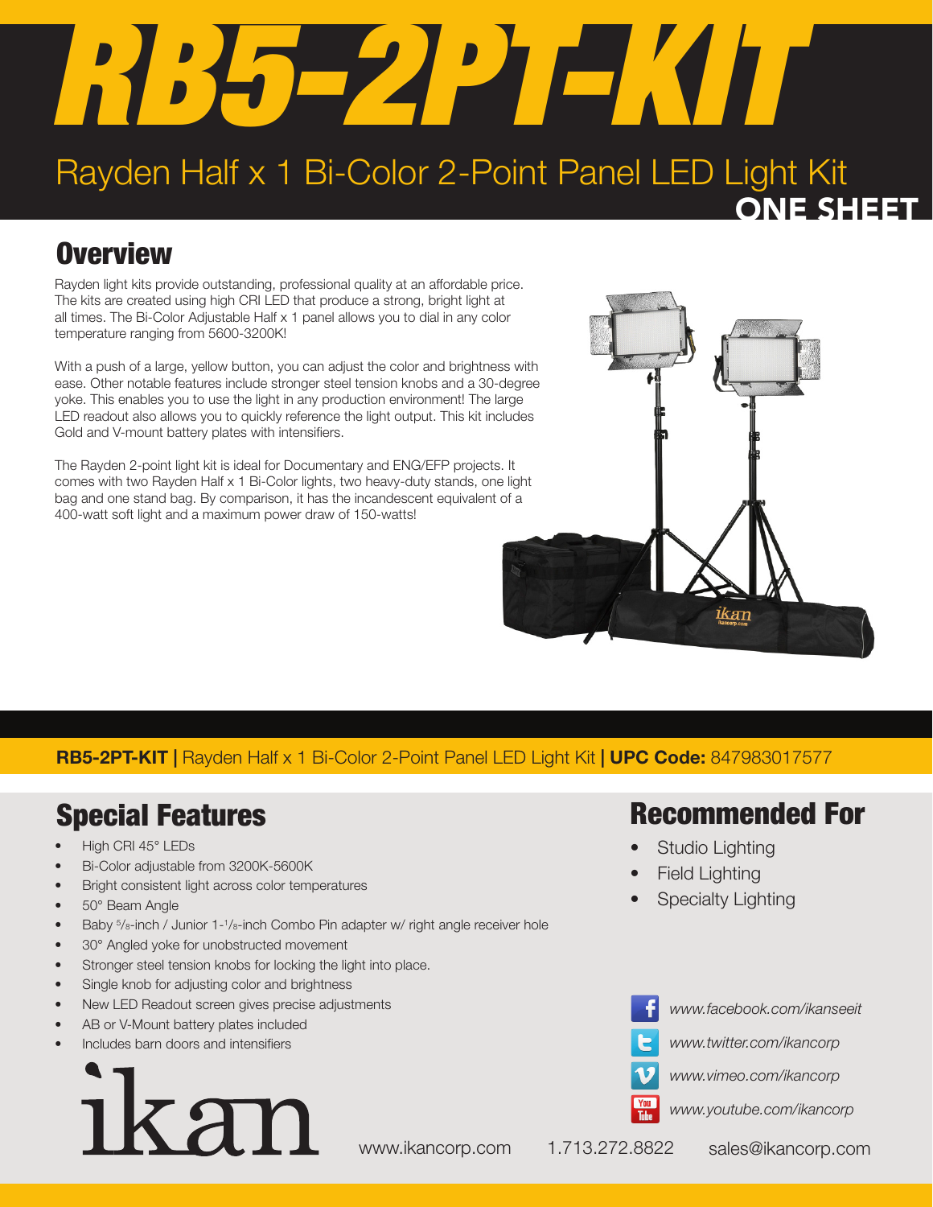# RB5-2PT-KIT

## Rayden Half x 1 Bi-Color 2-Point Panel LED Light Kit

ONE SHEET

## Overview

Rayden light kits provide outstanding, professional quality at an affordable price. The kits are created using high CRI LED that produce a strong, bright light at all times. The Bi-Color Adjustable Half x 1 panel allows you to dial in any color temperature ranging from 5600-3200K!

With a push of a large, yellow button, you can adjust the color and brightness with ease. Other notable features include stronger steel tension knobs and a 30-degree yoke. This enables you to use the light in any production environment! The large LED readout also allows you to quickly reference the light output. This kit includes Gold and V-mount battery plates with intensifiers.

The Rayden 2-point light kit is ideal for Documentary and ENG/EFP projects. It comes with two Rayden Half x 1 Bi-Color lights, two heavy-duty stands, one light bag and one stand bag. By comparison, it has the incandescent equivalent of a 400-watt soft light and a maximum power draw of 150-watts!

**RB5-2PT-KIT |** Rayden Half x 1 Bi-Color 2-Point Panel LED Light Kit **| UPC Code:** 847983017577

## Special Features

- High CRI 45° LEDs
- Bi-Color adjustable from 3200K-5600K
- Bright consistent light across color temperatures
- 50° Beam Angle
- Baby 5/8-inch / Junior 1-1/8-inch Combo Pin adapter w/ right angle receiver hole
- 30° Angled yoke for unobstructed movement
- Stronger steel tension knobs for locking the light into place.
- Single knob for adjusting color and brightness
- New LED Readout screen gives precise adjustments
- AB or V-Mount battery plates included
- Includes barn doors and intensifiers

## Recommended For

- Studio Lighting
- Field Lighting
- Specialty Lighting

*www.facebook.com/ikanseeit*
*www.twitter.com/ikancorp*
*www.vimeo.com/ikancorp*
*www.youtube.com/ikancorp*

ikan

www.ikancorp.com 1.713.272.8822 sales@ikancorp.com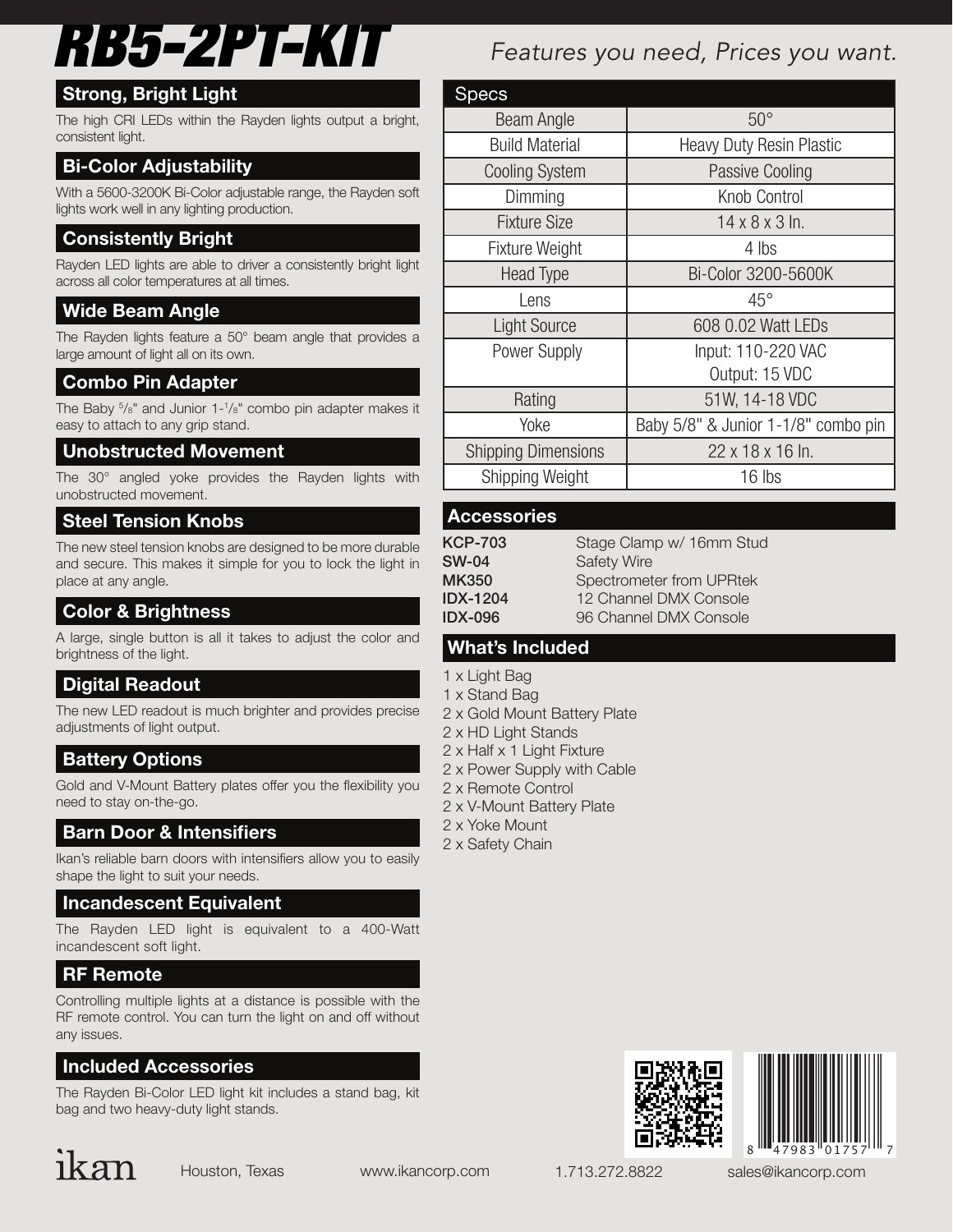# RB5-2PT-KIT

*Features you need, Prices you want.*

## Strong, Bright Light

The high CRI LEDs within the Rayden lights output a bright, consistent light.

## Bi-Color Adjustability

With a 5600-3200K Bi-Color adjustable range, the Rayden soft lights work well in any lighting production.

## Consistently Bright

Rayden LED lights are able to driver a consistently bright light across all color temperatures at all times.

## Wide Beam Angle

The Rayden lights feature a 50° beam angle that provides a large amount of light all on its own.

## Combo Pin Adapter

The Baby 5/8" and Junior 1-1/8" combo pin adapter makes it easy to attach to any grip stand.

## Unobstructed Movement

The 30° angled yoke provides the Rayden lights with unobstructed movement.

## Steel Tension Knobs

The new steel tension knobs are designed to be more durable and secure. This makes it simple for you to lock the light in place at any angle.

## Color & Brightness

A large, single button is all it takes to adjust the color and brightness of the light.

## Digital Readout

The new LED readout is much brighter and provides precise adjustments of light output.

## Battery Options

Gold and V-Mount Battery plates offer you the flexibility you need to stay on-the-go.

## Barn Door & Intensifiers

Ikan's reliable barn doors with intensifiers allow you to easily shape the light to suit your needs.

## Incandescent Equivalent

The Rayden LED light is equivalent to a 400-Watt incandescent soft light.

## RF Remote

Controlling multiple lights at a distance is possible with the RF remote control. You can turn the light on and off without any issues.

## Included Accessories

The Rayden Bi-Color LED light kit includes a stand bag, kit bag and two heavy-duty light stands.

## Specs

| | |
|---|---|
| Beam Angle | 50° |
| Build Material | Heavy Duty Resin Plastic |
| Cooling System | Passive Cooling |
| Dimming | Knob Control |
| Fixture Size | 14 x 8 x 3 In. |
| Fixture Weight | 4 lbs |
| Head Type | Bi-Color 3200-5600K |
| Lens | 45° |
| Light Source | 608 0.02 Watt LEDs |
| Power Supply | Input: 110-220 VAC<br>Output: 15 VDC |
| Rating | 51W, 14-18 VDC |
| Yoke | Baby 5/8" & Junior 1-1/8" combo pin |
| Shipping Dimensions | 22 x 18 x 16 In. |
| Shipping Weight | 16 lbs |

## Accessories

| | |
|---|---|
| **KCP-703** | Stage Clamp w/ 16mm Stud |
| **SW-04** | Safety Wire |
| **MK350** | Spectrometer from UPRtek |
| **IDX-1204** | 12 Channel DMX Console |
| **IDX-096** | 96 Channel DMX Console |

## What's Included

- 1 x Light Bag
- 1 x Stand Bag
- 2 x Gold Mount Battery Plate
- 2 x HD Light Stands
- 2 x Half x 1 Light Fixture
- 2 x Power Supply with Cable
- 2 x Remote Control
- 2 x V-Mount Battery Plate
- 2 x Yoke Mount
- 2 x Safety Chain

8 47983 01757 7

ikan Houston, Texas www.ikancorp.com 1.713.272.8822 sales@ikancorp.com